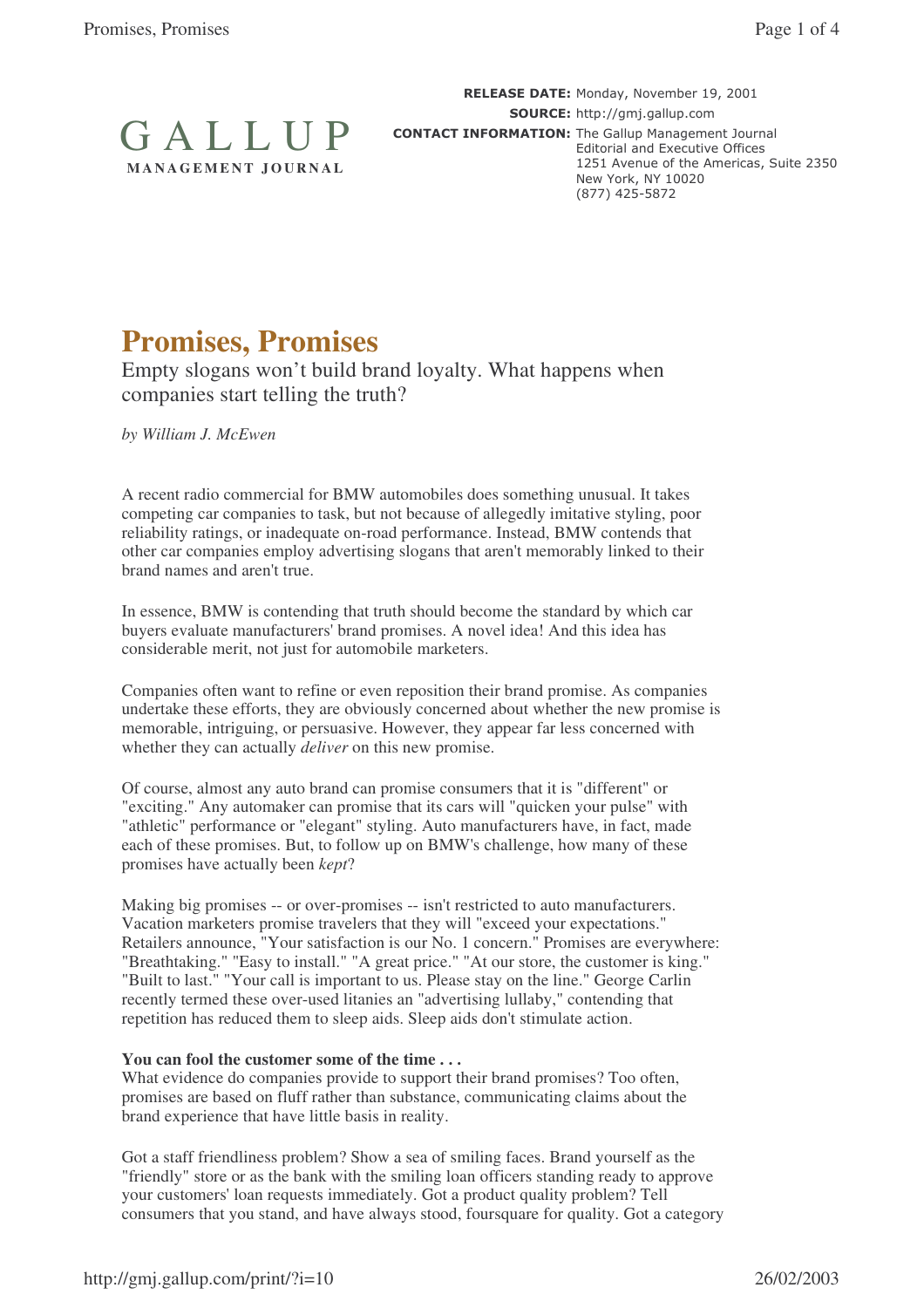**RELEASE DATE:** Monday, November 19, 2001
**SOURCE:** http://gmj.gallup.com
**CONTACT INFORMATION:** The Gallup Management Journal
Editorial and Executive Offices
1251 Avenue of the Americas, Suite 2350
New York, NY 10020
(877) 425-5872

GALLUP
MANAGEMENT JOURNAL

# Promises, Promises

Empty slogans won't build brand loyalty. What happens when companies start telling the truth?

*by William J. McEwen*

A recent radio commercial for BMW automobiles does something unusual. It takes competing car companies to task, but not because of allegedly imitative styling, poor reliability ratings, or inadequate on-road performance. Instead, BMW contends that other car companies employ advertising slogans that aren't memorably linked to their brand names and aren't true.

In essence, BMW is contending that truth should become the standard by which car buyers evaluate manufacturers' brand promises. A novel idea! And this idea has considerable merit, not just for automobile marketers.

Companies often want to refine or even reposition their brand promise. As companies undertake these efforts, they are obviously concerned about whether the new promise is memorable, intriguing, or persuasive. However, they appear far less concerned with whether they can actually *deliver* on this new promise.

Of course, almost any auto brand can promise consumers that it is "different" or "exciting." Any automaker can promise that its cars will "quicken your pulse" with "athletic" performance or "elegant" styling. Auto manufacturers have, in fact, made each of these promises. But, to follow up on BMW's challenge, how many of these promises have actually been *kept*?

Making big promises -- or over-promises -- isn't restricted to auto manufacturers. Vacation marketers promise travelers that they will "exceed your expectations." Retailers announce, "Your satisfaction is our No. 1 concern." Promises are everywhere: "Breathtaking." "Easy to install." "A great price." "At our store, the customer is king." "Built to last." "Your call is important to us. Please stay on the line." George Carlin recently termed these over-used litanies an "advertising lullaby," contending that repetition has reduced them to sleep aids. Sleep aids don't stimulate action.

**You can fool the customer some of the time . . .**

What evidence do companies provide to support their brand promises? Too often, promises are based on fluff rather than substance, communicating claims about the brand experience that have little basis in reality.

Got a staff friendliness problem? Show a sea of smiling faces. Brand yourself as the "friendly" store or as the bank with the smiling loan officers standing ready to approve your customers' loan requests immediately. Got a product quality problem? Tell consumers that you stand, and have always stood, foursquare for quality. Got a category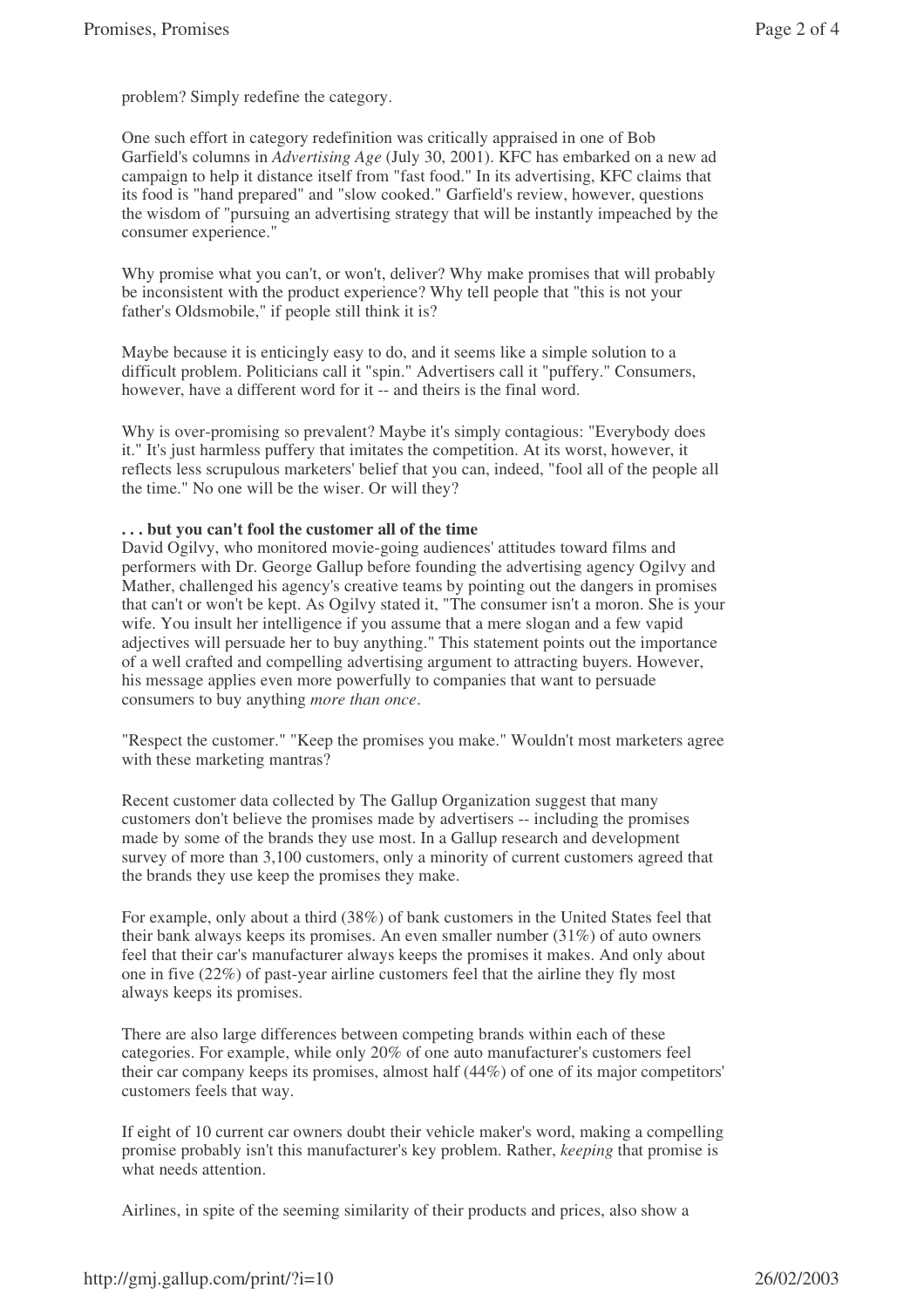problem? Simply redefine the category.

One such effort in category redefinition was critically appraised in one of Bob Garfield's columns in *Advertising Age* (July 30, 2001). KFC has embarked on a new ad campaign to help it distance itself from "fast food." In its advertising, KFC claims that its food is "hand prepared" and "slow cooked." Garfield's review, however, questions the wisdom of "pursuing an advertising strategy that will be instantly impeached by the consumer experience."

Why promise what you can't, or won't, deliver? Why make promises that will probably be inconsistent with the product experience? Why tell people that "this is not your father's Oldsmobile," if people still think it is?

Maybe because it is enticingly easy to do, and it seems like a simple solution to a difficult problem. Politicians call it "spin." Advertisers call it "puffery." Consumers, however, have a different word for it -- and theirs is the final word.

Why is over-promising so prevalent? Maybe it's simply contagious: "Everybody does it." It's just harmless puffery that imitates the competition. At its worst, however, it reflects less scrupulous marketers' belief that you can, indeed, "fool all of the people all the time." No one will be the wiser. Or will they?

**. . . but you can't fool the customer all of the time**

David Ogilvy, who monitored movie-going audiences' attitudes toward films and performers with Dr. George Gallup before founding the advertising agency Ogilvy and Mather, challenged his agency's creative teams by pointing out the dangers in promises that can't or won't be kept. As Ogilvy stated it, "The consumer isn't a moron. She is your wife. You insult her intelligence if you assume that a mere slogan and a few vapid adjectives will persuade her to buy anything." This statement points out the importance of a well crafted and compelling advertising argument to attracting buyers. However, his message applies even more powerfully to companies that want to persuade consumers to buy anything *more than once*.

"Respect the customer." "Keep the promises you make." Wouldn't most marketers agree with these marketing mantras?

Recent customer data collected by The Gallup Organization suggest that many customers don't believe the promises made by advertisers -- including the promises made by some of the brands they use most. In a Gallup research and development survey of more than 3,100 customers, only a minority of current customers agreed that the brands they use keep the promises they make.

For example, only about a third (38%) of bank customers in the United States feel that their bank always keeps its promises. An even smaller number (31%) of auto owners feel that their car's manufacturer always keeps the promises it makes. And only about one in five (22%) of past-year airline customers feel that the airline they fly most always keeps its promises.

There are also large differences between competing brands within each of these categories. For example, while only 20% of one auto manufacturer's customers feel their car company keeps its promises, almost half (44%) of one of its major competitors' customers feels that way.

If eight of 10 current car owners doubt their vehicle maker's word, making a compelling promise probably isn't this manufacturer's key problem. Rather, *keeping* that promise is what needs attention.

Airlines, in spite of the seeming similarity of their products and prices, also show a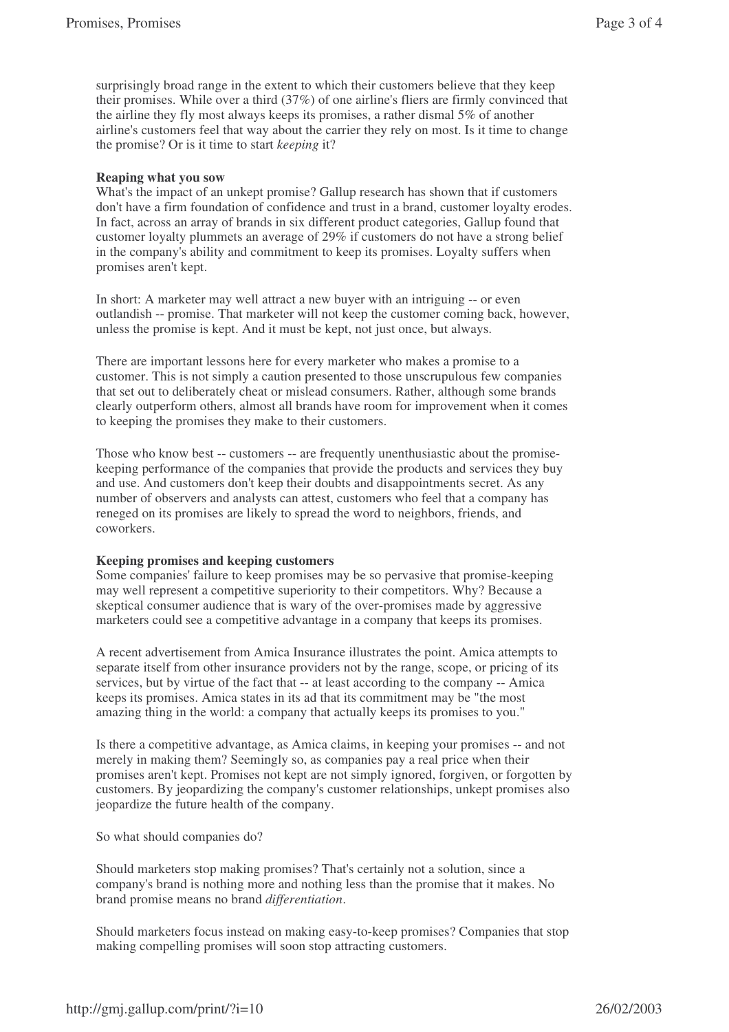surprisingly broad range in the extent to which their customers believe that they keep their promises. While over a third (37%) of one airline's fliers are firmly convinced that the airline they fly most always keeps its promises, a rather dismal 5% of another airline's customers feel that way about the carrier they rely on most. Is it time to change the promise? Or is it time to start *keeping* it?

**Reaping what you sow**

What's the impact of an unkept promise? Gallup research has shown that if customers don't have a firm foundation of confidence and trust in a brand, customer loyalty erodes. In fact, across an array of brands in six different product categories, Gallup found that customer loyalty plummets an average of 29% if customers do not have a strong belief in the company's ability and commitment to keep its promises. Loyalty suffers when promises aren't kept.

In short: A marketer may well attract a new buyer with an intriguing -- or even outlandish -- promise. That marketer will not keep the customer coming back, however, unless the promise is kept. And it must be kept, not just once, but always.

There are important lessons here for every marketer who makes a promise to a customer. This is not simply a caution presented to those unscrupulous few companies that set out to deliberately cheat or mislead consumers. Rather, although some brands clearly outperform others, almost all brands have room for improvement when it comes to keeping the promises they make to their customers.

Those who know best -- customers -- are frequently unenthusiastic about the promise-keeping performance of the companies that provide the products and services they buy and use. And customers don't keep their doubts and disappointments secret. As any number of observers and analysts can attest, customers who feel that a company has reneged on its promises are likely to spread the word to neighbors, friends, and coworkers.

**Keeping promises and keeping customers**

Some companies' failure to keep promises may be so pervasive that promise-keeping may well represent a competitive superiority to their competitors. Why? Because a skeptical consumer audience that is wary of the over-promises made by aggressive marketers could see a competitive advantage in a company that keeps its promises.

A recent advertisement from Amica Insurance illustrates the point. Amica attempts to separate itself from other insurance providers not by the range, scope, or pricing of its services, but by virtue of the fact that -- at least according to the company -- Amica keeps its promises. Amica states in its ad that its commitment may be "the most amazing thing in the world: a company that actually keeps its promises to you."

Is there a competitive advantage, as Amica claims, in keeping your promises -- and not merely in making them? Seemingly so, as companies pay a real price when their promises aren't kept. Promises not kept are not simply ignored, forgiven, or forgotten by customers. By jeopardizing the company's customer relationships, unkept promises also jeopardize the future health of the company.

So what should companies do?

Should marketers stop making promises? That's certainly not a solution, since a company's brand is nothing more and nothing less than the promise that it makes. No brand promise means no brand *differentiation*.

Should marketers focus instead on making easy-to-keep promises? Companies that stop making compelling promises will soon stop attracting customers.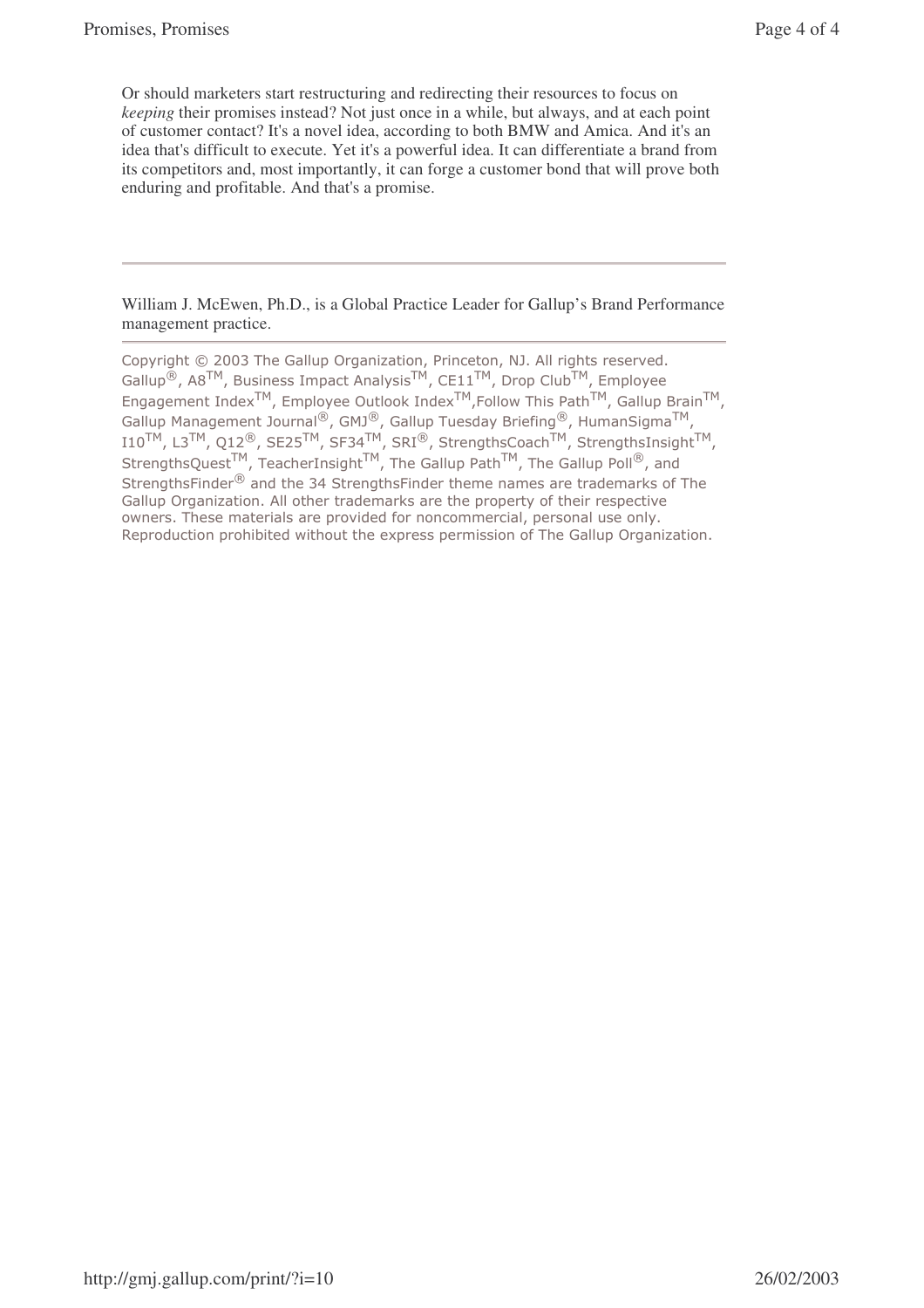Or should marketers start restructuring and redirecting their resources to focus on *keeping* their promises instead? Not just once in a while, but always, and at each point of customer contact? It's a novel idea, according to both BMW and Amica. And it's an idea that's difficult to execute. Yet it's a powerful idea. It can differentiate a brand from its competitors and, most importantly, it can forge a customer bond that will prove both enduring and profitable. And that's a promise.

---

William J. McEwen, Ph.D., is a Global Practice Leader for Gallup's Brand Performance management practice.

---

Copyright © 2003 The Gallup Organization, Princeton, NJ. All rights reserved. Gallup®, A8™, Business Impact Analysis™, CE11™, Drop Club™, Employee Engagement Index™, Employee Outlook Index™,Follow This Path™, Gallup Brain™, Gallup Management Journal®, GMJ®, Gallup Tuesday Briefing®, HumanSigma™, I10™, L3™, Q12®, SE25™, SF34™, SRI®, StrengthsCoach™, StrengthsInsight™, StrengthsQuest™, TeacherInsight™, The Gallup Path™, The Gallup Poll®, and StrengthsFinder® and the 34 StrengthsFinder theme names are trademarks of The Gallup Organization. All other trademarks are the property of their respective owners. These materials are provided for noncommercial, personal use only. Reproduction prohibited without the express permission of The Gallup Organization.